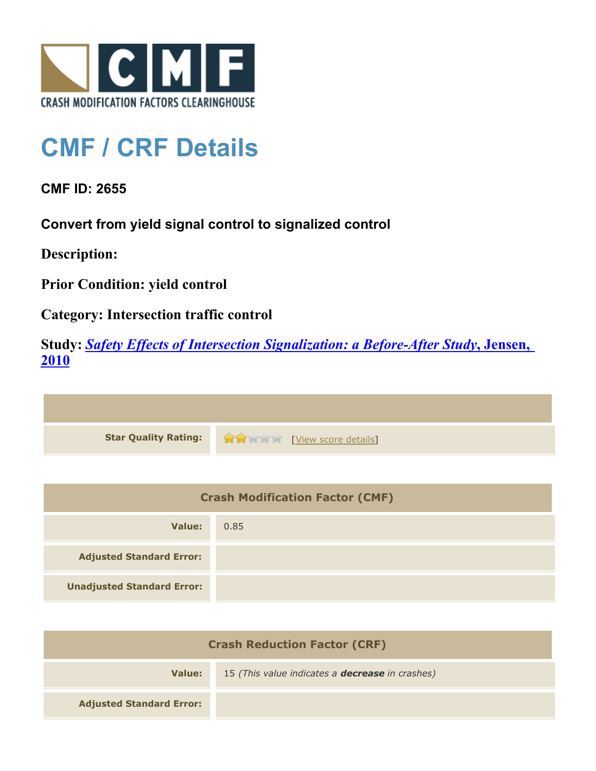# CMF / CRF Details

**CMF ID: 2655**

**Convert from yield signal control to signalized control**

**Description:**

**Prior Condition: yield control**

**Category: Intersection traffic control**

**Study:** ***Safety Effects of Intersection Signalization: a Before-After Study*****, Jensen, 2010**

| | |
|---|---|
| **Star Quality Rating:** | [View score details] |

| Crash Modification Factor (CMF) | |
|---|---|
| **Value:** | 0.85 |
| **Adjusted Standard Error:** | |
| **Unadjusted Standard Error:** | |

| Crash Reduction Factor (CRF) | |
|---|---|
| **Value:** | 15 *(This value indicates a* ***decrease*** *in crashes)* |
| **Adjusted Standard Error:** | |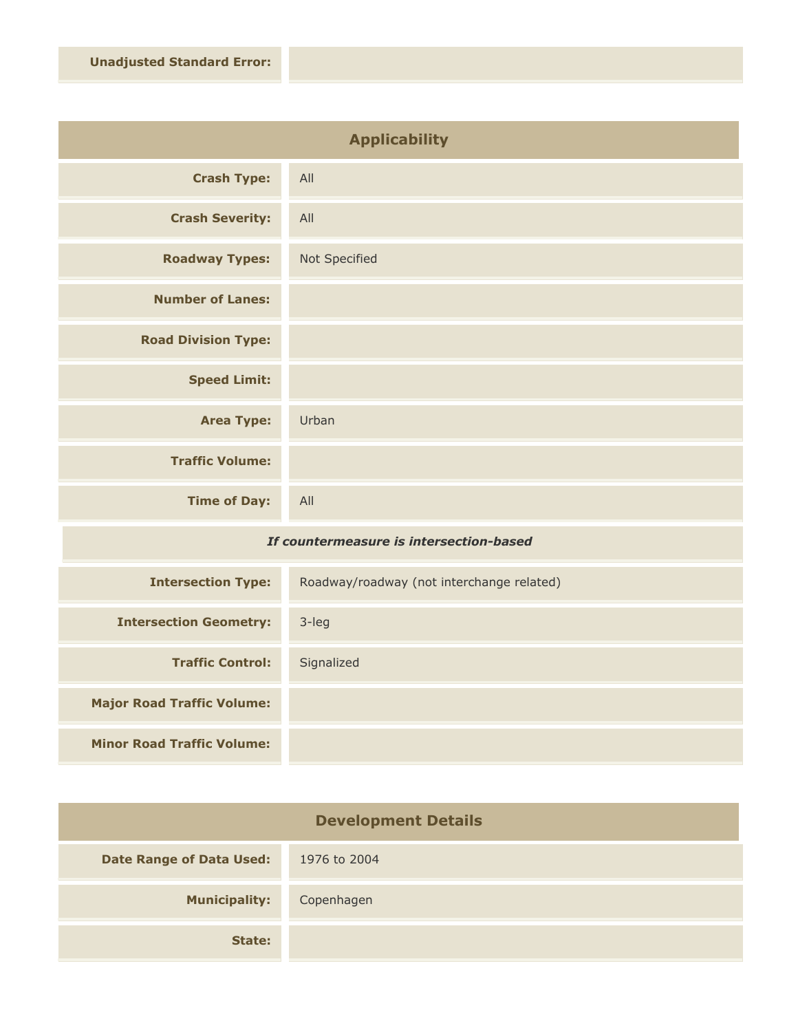| | |
|---|---|
| **Unadjusted Standard Error:** | |

## Applicability

| | |
|---|---|
| **Crash Type:** | All |
| **Crash Severity:** | All |
| **Roadway Types:** | Not Specified |
| **Number of Lanes:** | |
| **Road Division Type:** | |
| **Speed Limit:** | |
| **Area Type:** | Urban |
| **Traffic Volume:** | |
| **Time of Day:** | All |

***If countermeasure is intersection-based***

| | |
|---|---|
| **Intersection Type:** | Roadway/roadway (not interchange related) |
| **Intersection Geometry:** | 3-leg |
| **Traffic Control:** | Signalized |
| **Major Road Traffic Volume:** | |
| **Minor Road Traffic Volume:** | |

## Development Details

| | |
|---|---|
| **Date Range of Data Used:** | 1976 to 2004 |
| **Municipality:** | Copenhagen |
| **State:** | |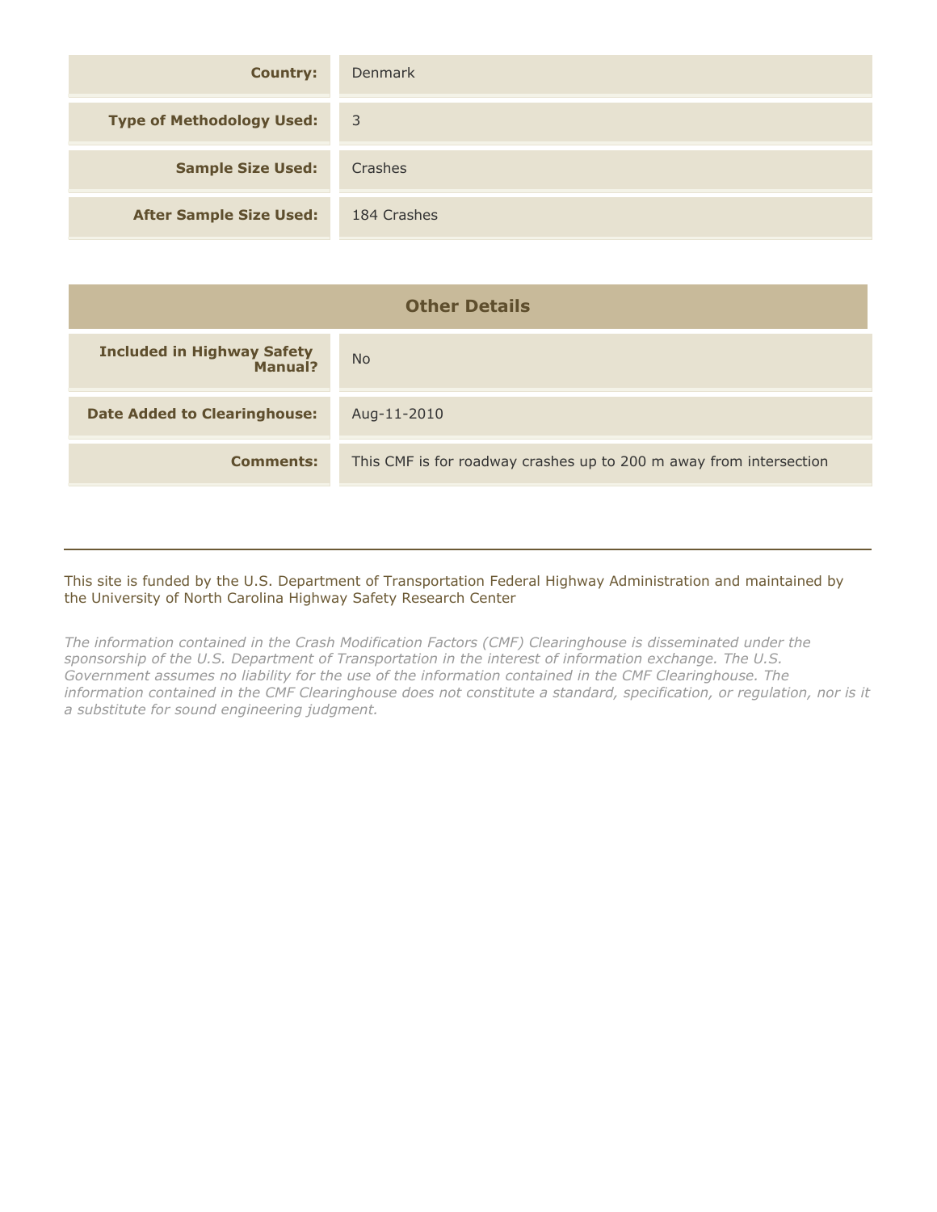| | |
|---|---|
| **Country:** | Denmark |
| **Type of Methodology Used:** | 3 |
| **Sample Size Used:** | Crashes |
| **After Sample Size Used:** | 184 Crashes |

## Other Details

| | |
|---|---|
| **Included in Highway Safety Manual?** | No |
| **Date Added to Clearinghouse:** | Aug-11-2010 |
| **Comments:** | This CMF is for roadway crashes up to 200 m away from intersection |

---

This site is funded by the U.S. Department of Transportation Federal Highway Administration and maintained by the University of North Carolina Highway Safety Research Center

*The information contained in the Crash Modification Factors (CMF) Clearinghouse is disseminated under the sponsorship of the U.S. Department of Transportation in the interest of information exchange. The U.S. Government assumes no liability for the use of the information contained in the CMF Clearinghouse. The information contained in the CMF Clearinghouse does not constitute a standard, specification, or regulation, nor is it a substitute for sound engineering judgment.*